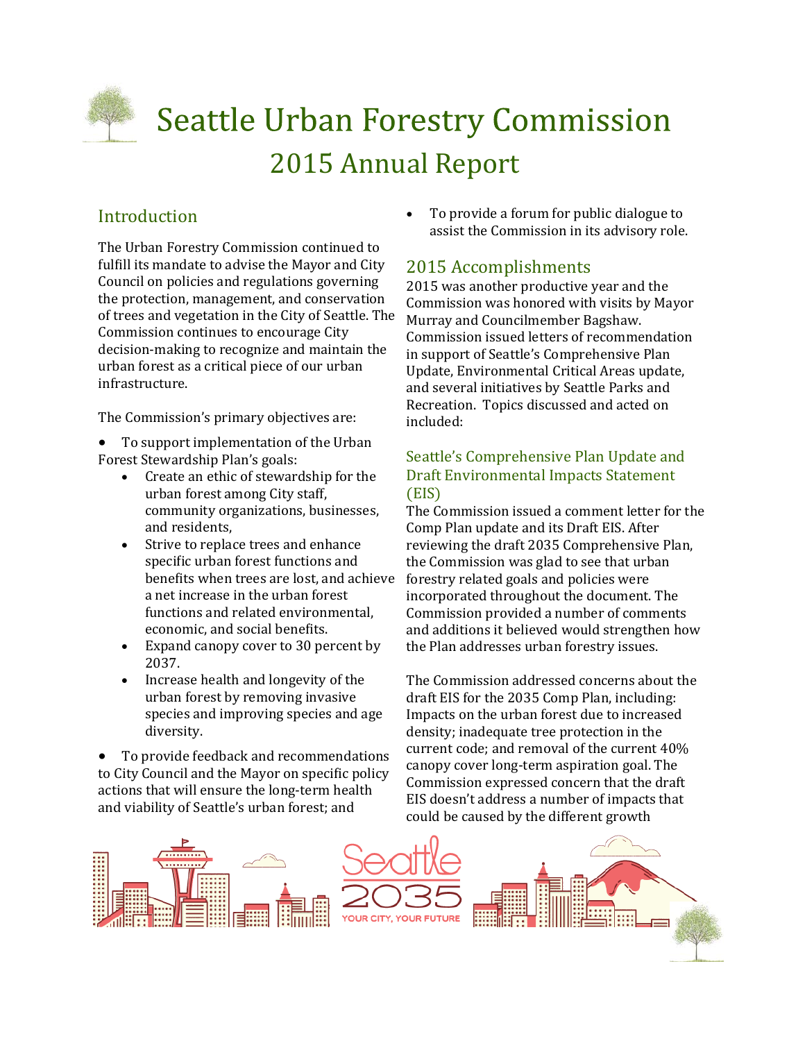# Seattle Urban Forestry Commission

## 2015 Annual Report

### Introduction

The Urban Forestry Commission continued to fulfill its mandate to advise the Mayor and City Council on policies and regulations governing the protection, management, and conservation of trees and vegetation in the City of Seattle. The Commission continues to encourage City decision-making to recognize and maintain the urban forest as a critical piece of our urban infrastructure.

The Commission's primary objectives are:

- To support implementation of the Urban Forest Stewardship Plan's goals:
  - Create an ethic of stewardship for the urban forest among City staff, community organizations, businesses, and residents,
  - Strive to replace trees and enhance specific urban forest functions and benefits when trees are lost, and achieve a net increase in the urban forest functions and related environmental, economic, and social benefits.
  - Expand canopy cover to 30 percent by 2037.
  - Increase health and longevity of the urban forest by removing invasive species and improving species and age diversity.
- To provide feedback and recommendations to City Council and the Mayor on specific policy actions that will ensure the long-term health and viability of Seattle's urban forest; and
- To provide a forum for public dialogue to assist the Commission in its advisory role.

### 2015 Accomplishments

2015 was another productive year and the Commission was honored with visits by Mayor Murray and Councilmember Bagshaw. Commission issued letters of recommendation in support of Seattle's Comprehensive Plan Update, Environmental Critical Areas update, and several initiatives by Seattle Parks and Recreation. Topics discussed and acted on included:

#### Seattle's Comprehensive Plan Update and Draft Environmental Impacts Statement (EIS)

The Commission issued a comment letter for the Comp Plan update and its Draft EIS. After reviewing the draft 2035 Comprehensive Plan, the Commission was glad to see that urban forestry related goals and policies were incorporated throughout the document. The Commission provided a number of comments and additions it believed would strengthen how the Plan addresses urban forestry issues.

The Commission addressed concerns about the draft EIS for the 2035 Comp Plan, including: Impacts on the urban forest due to increased density; inadequate tree protection in the current code; and removal of the current 40% canopy cover long-term aspiration goal. The Commission expressed concern that the draft EIS doesn't address a number of impacts that could be caused by the different growth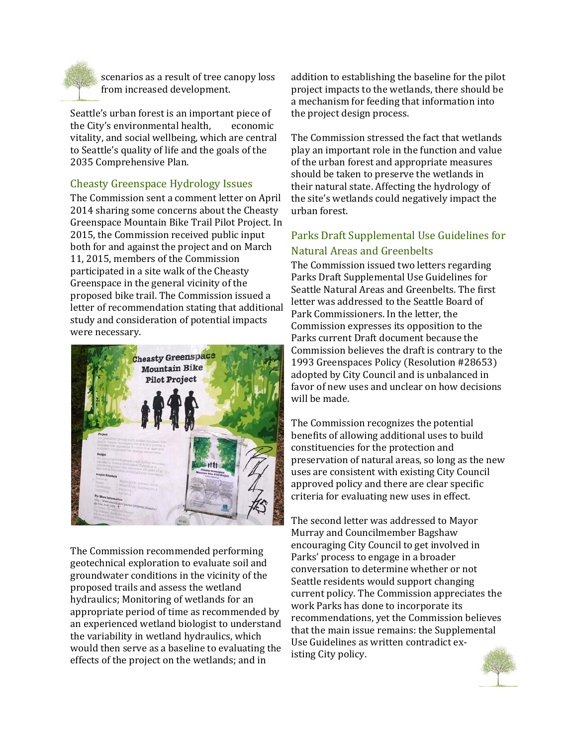scenarios as a result of tree canopy loss from increased development.

Seattle's urban forest is an important piece of the City's environmental health, economic vitality, and social wellbeing, which are central to Seattle's quality of life and the goals of the 2035 Comprehensive Plan.

## Cheasty Greenspace Hydrology Issues

The Commission sent a comment letter on April 2014 sharing some concerns about the Cheasty Greenspace Mountain Bike Trail Pilot Project. In 2015, the Commission received public input both for and against the project and on March 11, 2015, members of the Commission participated in a site walk of the Cheasty Greenspace in the general vicinity of the proposed bike trail. The Commission issued a letter of recommendation stating that additional study and consideration of potential impacts were necessary.

The Commission recommended performing geotechnical exploration to evaluate soil and groundwater conditions in the vicinity of the proposed trails and assess the wetland hydraulics; Monitoring of wetlands for an appropriate period of time as recommended by an experienced wetland biologist to understand the variability in wetland hydraulics, which would then serve as a baseline to evaluating the effects of the project on the wetlands; and in addition to establishing the baseline for the pilot project impacts to the wetlands, there should be a mechanism for feeding that information into the project design process.

The Commission stressed the fact that wetlands play an important role in the function and value of the urban forest and appropriate measures should be taken to preserve the wetlands in their natural state. Affecting the hydrology of the site's wetlands could negatively impact the urban forest.

## Parks Draft Supplemental Use Guidelines for Natural Areas and Greenbelts

The Commission issued two letters regarding Parks Draft Supplemental Use Guidelines for Seattle Natural Areas and Greenbelts. The first letter was addressed to the Seattle Board of Park Commissioners. In the letter, the Commission expresses its opposition to the Parks current Draft document because the Commission believes the draft is contrary to the 1993 Greenspaces Policy (Resolution #28653) adopted by City Council and is unbalanced in favor of new uses and unclear on how decisions will be made.

The Commission recognizes the potential benefits of allowing additional uses to build constituencies for the protection and preservation of natural areas, so long as the new uses are consistent with existing City Council approved policy and there are clear specific criteria for evaluating new uses in effect.

The second letter was addressed to Mayor Murray and Councilmember Bagshaw encouraging City Council to get involved in Parks' process to engage in a broader conversation to determine whether or not Seattle residents would support changing current policy. The Commission appreciates the work Parks has done to incorporate its recommendations, yet the Commission believes that the main issue remains: the Supplemental Use Guidelines as written contradict existing City policy.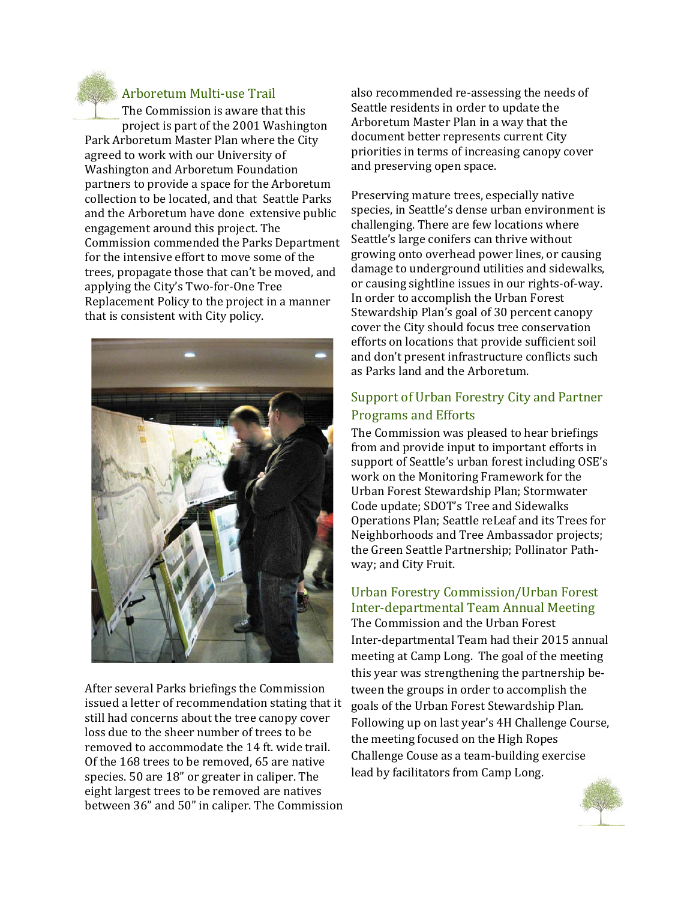## Arboretum Multi-use Trail

The Commission is aware that this project is part of the 2001 Washington Park Arboretum Master Plan where the City agreed to work with our University of Washington and Arboretum Foundation partners to provide a space for the Arboretum collection to be located, and that Seattle Parks and the Arboretum have done extensive public engagement around this project. The Commission commended the Parks Department for the intensive effort to move some of the trees, propagate those that can't be moved, and applying the City's Two-for-One Tree Replacement Policy to the project in a manner that is consistent with City policy.

After several Parks briefings the Commission issued a letter of recommendation stating that it still had concerns about the tree canopy cover loss due to the sheer number of trees to be removed to accommodate the 14 ft. wide trail. Of the 168 trees to be removed, 65 are native species. 50 are 18" or greater in caliper. The eight largest trees to be removed are natives between 36" and 50" in caliper. The Commission also recommended re-assessing the needs of Seattle residents in order to update the Arboretum Master Plan in a way that the document better represents current City priorities in terms of increasing canopy cover and preserving open space.

Preserving mature trees, especially native species, in Seattle's dense urban environment is challenging. There are few locations where Seattle's large conifers can thrive without growing onto overhead power lines, or causing damage to underground utilities and sidewalks, or causing sightline issues in our rights-of-way. In order to accomplish the Urban Forest Stewardship Plan's goal of 30 percent canopy cover the City should focus tree conservation efforts on locations that provide sufficient soil and don't present infrastructure conflicts such as Parks land and the Arboretum.

## Support of Urban Forestry City and Partner Programs and Efforts

The Commission was pleased to hear briefings from and provide input to important efforts in support of Seattle's urban forest including OSE's work on the Monitoring Framework for the Urban Forest Stewardship Plan; Stormwater Code update; SDOT's Tree and Sidewalks Operations Plan; Seattle reLeaf and its Trees for Neighborhoods and Tree Ambassador projects; the Green Seattle Partnership; Pollinator Pathway; and City Fruit.

## Urban Forestry Commission/Urban Forest Inter-departmental Team Annual Meeting

The Commission and the Urban Forest Inter-departmental Team had their 2015 annual meeting at Camp Long. The goal of the meeting this year was strengthening the partnership between the groups in order to accomplish the goals of the Urban Forest Stewardship Plan. Following up on last year's 4H Challenge Course, the meeting focused on the High Ropes Challenge Couse as a team-building exercise lead by facilitators from Camp Long.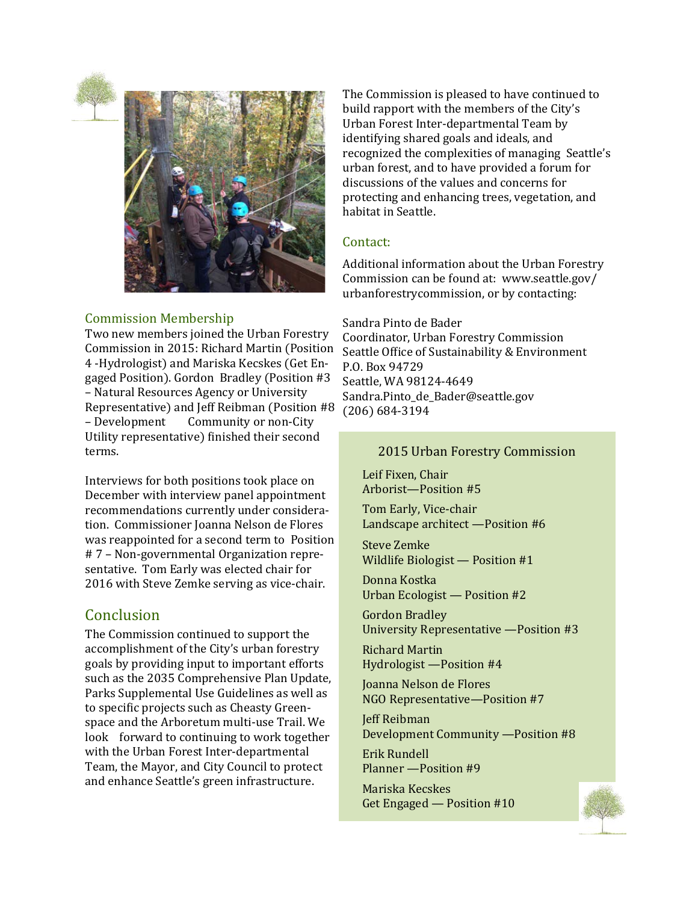## Commission Membership

Two new members joined the Urban Forestry Commission in 2015: Richard Martin (Position 4 -Hydrologist) and Mariska Kecskes (Get Engaged Position). Gordon Bradley (Position #3 – Natural Resources Agency or University Representative) and Jeff Reibman (Position #8 – Development Community or non-City Utility representative) finished their second terms.

Interviews for both positions took place on December with interview panel appointment recommendations currently under consideration. Commissioner Joanna Nelson de Flores was reappointed for a second term to Position # 7 – Non-governmental Organization representative. Tom Early was elected chair for 2016 with Steve Zemke serving as vice-chair.

## Conclusion

The Commission continued to support the accomplishment of the City's urban forestry goals by providing input to important efforts such as the 2035 Comprehensive Plan Update, Parks Supplemental Use Guidelines as well as to specific projects such as Cheasty Greenspace and the Arboretum multi-use Trail. We look forward to continuing to work together with the Urban Forest Inter-departmental Team, the Mayor, and City Council to protect and enhance Seattle's green infrastructure.

The Commission is pleased to have continued to build rapport with the members of the City's Urban Forest Inter-departmental Team by identifying shared goals and ideals, and recognized the complexities of managing Seattle's urban forest, and to have provided a forum for discussions of the values and concerns for protecting and enhancing trees, vegetation, and habitat in Seattle.

## Contact:

Additional information about the Urban Forestry Commission can be found at: www.seattle.gov/urbanforestrycommission, or by contacting:

Sandra Pinto de Bader
Coordinator, Urban Forestry Commission
Seattle Office of Sustainability & Environment
P.O. Box 94729
Seattle, WA 98124-4649
Sandra.Pinto_de_Bader@seattle.gov
(206) 684-3194

### 2015 Urban Forestry Commission

Leif Fixen, Chair
Arborist—Position #5

Tom Early, Vice-chair
Landscape architect —Position #6

Steve Zemke
Wildlife Biologist — Position #1

Donna Kostka
Urban Ecologist — Position #2

Gordon Bradley
University Representative —Position #3

Richard Martin
Hydrologist —Position #4

Joanna Nelson de Flores
NGO Representative—Position #7

Jeff Reibman
Development Community —Position #8

Erik Rundell
Planner —Position #9

Mariska Kecskes
Get Engaged — Position #10